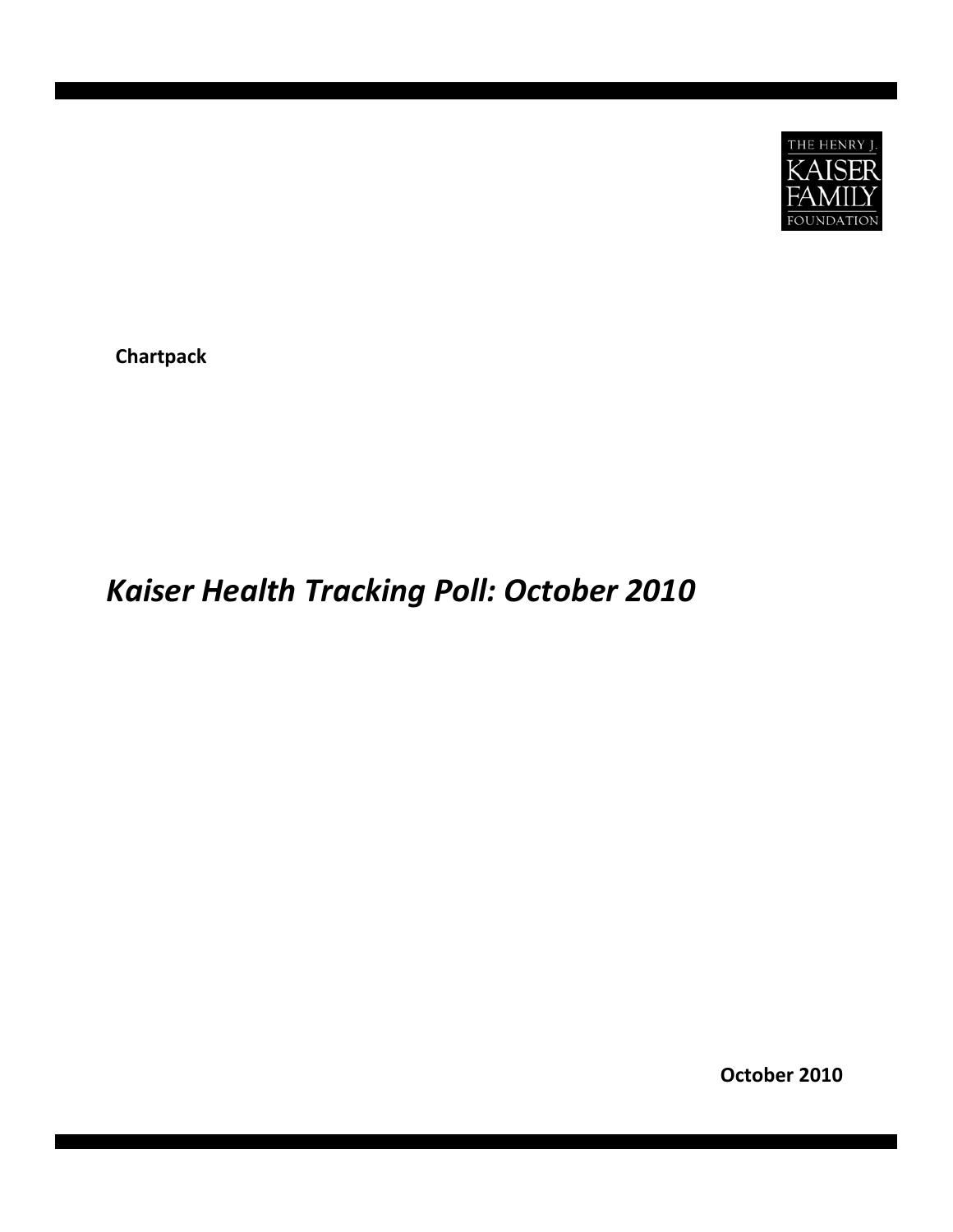THE HENRY J. KAISER FAMILY FOUNDATION

**Chartpack**

# *Kaiser Health Tracking Poll: October 2010*

**October 2010**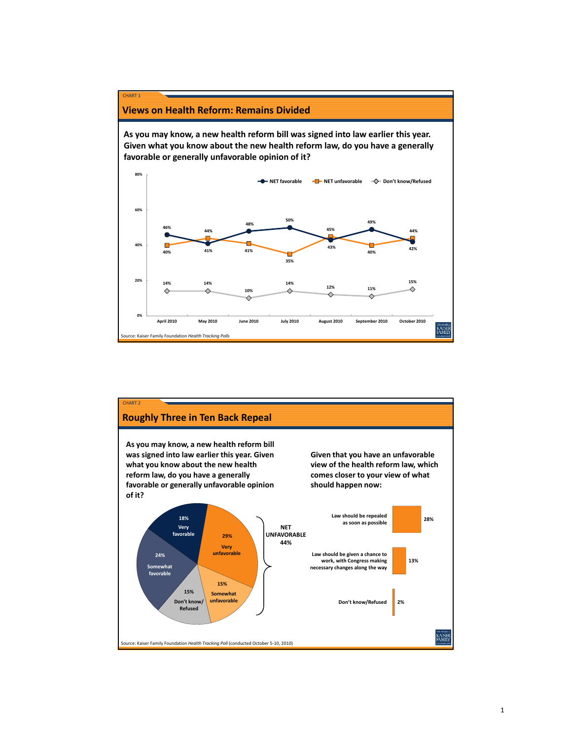CHART 1

## Views on Health Reform: Remains Divided

**As you may know, a new health reform bill was signed into law earlier this year. Given what you know about the new health reform law, do you have a generally favorable or generally unfavorable opinion of it?**

NET favorable
NET unfavorable
Don't know/Refused

80%
60%
40%
20%
0%

46%
44%
48%
50%
45%
49%
44%
40%
41%
41%
35%
43%
40%
42%
14%
14%
10%
14%
12%
11%
15%

April 2010
May 2010
June 2010
July 2010
August 2010
September 2010
October 2010

Source: Kaiser Family Foundation *Health Tracking Polls*

CHART 2

## Roughly Three in Ten Back Repeal

**As you may know, a new health reform bill was signed into law earlier this year. Given what you know about the new health reform law, do you have a generally favorable or generally unfavorable opinion of it?**

18% Very favorable
24% Somewhat favorable
15% Don't know/ Refused
15% Somewhat unfavorable
29% Very unfavorable

NET UNFAVORABLE 44%

**Given that you have an unfavorable view of the health reform law, which comes closer to your view of what should happen now:**

Law should be repealed as soon as possible 28%
Law should be given a chance to work, with Congress making necessary changes along the way 13%
Don't know/Refused 2%

Source: Kaiser Family Foundation *Health Tracking Poll* (conducted October 5-10, 2010)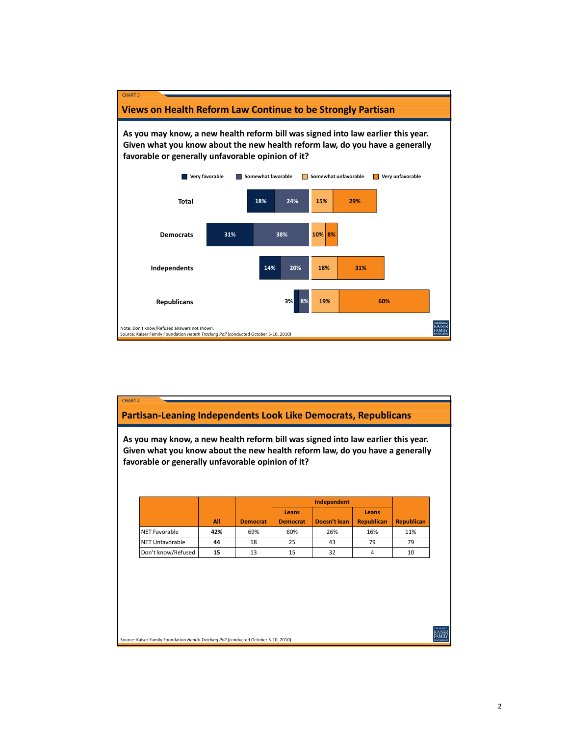CHART 3

## Views on Health Reform Law Continue to be Strongly Partisan

**As you may know, a new health reform bill was signed into law earlier this year. Given what you know about the new health reform law, do you have a generally favorable or generally unfavorable opinion of it?**

Very favorable
Somewhat favorable
Somewhat unfavorable
Very unfavorable

Total
18%
24%
15%
29%

Democrats
31%
38%
10%
8%

Independents
14%
20%
18%
31%

Republicans
3%
8%
19%
60%

Note: Don't know/Refused answers not shown.
Source: Kaiser Family Foundation *Health Tracking Poll* (conducted October 5-10, 2010)

CHART 4

## Partisan-Leaning Independents Look Like Democrats, Republicans

**As you may know, a new health reform bill was signed into law earlier this year. Given what you know about the new health reform law, do you have a generally favorable or generally unfavorable opinion of it?**

| | | | Independent | | | |
|---|---|---|---|---|---|---|
| | All | Democrat | Leans Democrat | Doesn't lean | Leans Republican | Republican |
| NET Favorable | **42%** | 69% | 60% | 26% | 16% | 11% |
| NET Unfavorable | **44** | 18 | 25 | 43 | 79 | 79 |
| Don't know/Refused | **15** | 13 | 15 | 32 | 4 | 10 |

Source: Kaiser Family Foundation *Health Tracking Poll* (conducted October 5-10, 2010)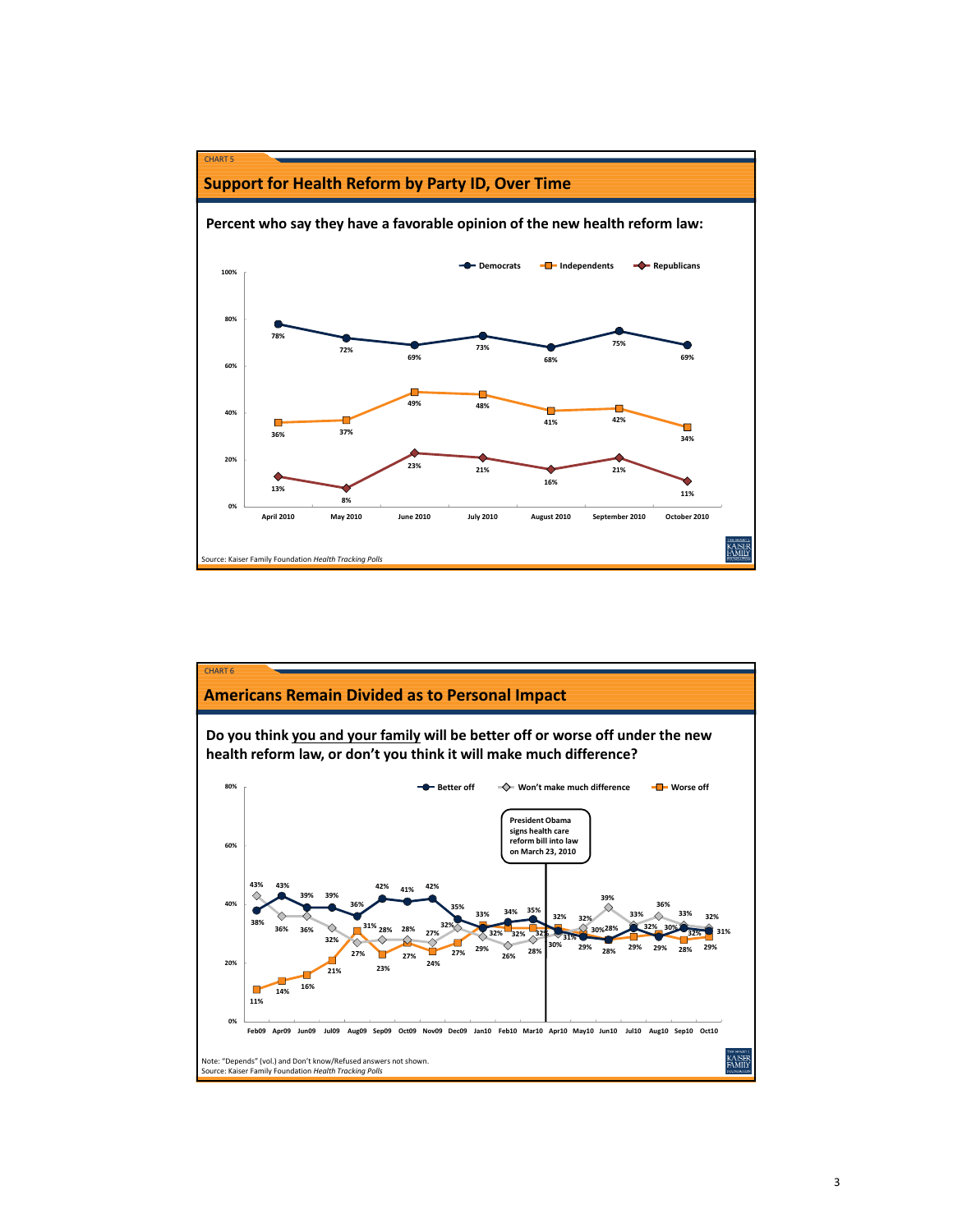CHART 5

## Support for Health Reform by Party ID, Over Time

**Percent who say they have a favorable opinion of the new health reform law:**

| | April 2010 | May 2010 | June 2010 | July 2010 | August 2010 | September 2010 | October 2010 |
|---|---|---|---|---|---|---|---|
| Democrats | 78% | 72% | 69% | 73% | 68% | 75% | 69% |
| Independents | 36% | 37% | 49% | 48% | 41% | 42% | 34% |
| Republicans | 13% | 8% | 23% | 21% | 16% | 21% | 11% |

Source: Kaiser Family Foundation *Health Tracking Polls*

CHART 6

## Americans Remain Divided as to Personal Impact

**Do you think you and your family will be better off or worse off under the new health reform law, or don't you think it will make much difference?**

President Obama signs health care reform bill into law on March 23, 2010

| | Feb09 | Apr09 | Jun09 | Jul09 | Aug09 | Sep09 | Oct09 | Nov09 | Dec09 | Jan10 | Feb10 | Mar10 | Apr10 | May10 | Jun10 | Jul10 | Aug10 | Sep10 | Oct10 |
|---|---|---|---|---|---|---|---|---|---|---|---|---|---|---|---|---|---|---|---|
| Better off | 38% | 43% | 39% | 39% | 36% | 42% | 41% | 42% | 35% | 32% | 34% | 35% | 31% | 29% | 28% | 32% | 29% | 32% | 31% |
| Won't make much difference | 43% | 36% | 36% | 32% | 27% | 28% | 28% | 27% | 32% | 29% | 26% | 28% | 30% | 32% | 39% | 33% | 36% | 33% | 32% |
| Worse off | 11% | 14% | 16% | 21% | 31% | 23% | 27% | 24% | 27% | 33% | 32% | 32% | 32% | 30% | 28% | 29% | 30% | 28% | 29% |

Note: "Depends" (vol.) and Don't know/Refused answers not shown.
Source: Kaiser Family Foundation *Health Tracking Polls*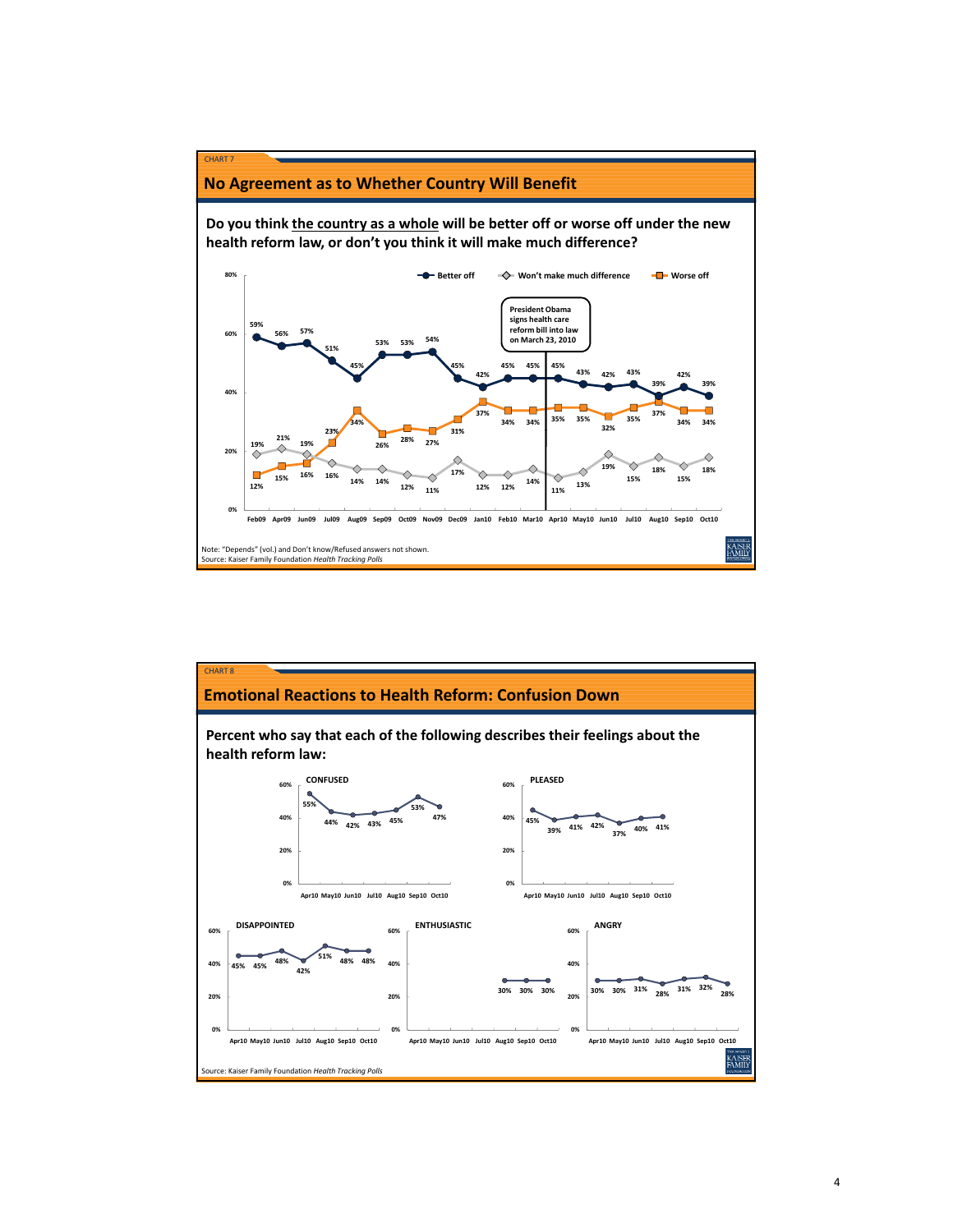CHART 7

## No Agreement as to Whether Country Will Benefit

**Do you think the country as a whole will be better off or worse off under the new health reform law, or don't you think it will make much difference?**

Better off
Won't make much difference
Worse off

President Obama signs health care reform bill into law on March 23, 2010

80%
60%
40%
20%
0%

Better off: 59% 56% 57% 51% 45% 53% 53% 54% 45% 42% 45% 45% 45% 43% 42% 43% 39% 42% 39%

Worse off: 12% 15% 16% 23% 34% 26% 28% 27% 31% 37% 34% 34% 35% 35% 32% 35% 37% 34% 34%

Won't make much difference: 19% 21% 19% 16% 14% 14% 12% 11% 17% 12% 12% 14% 11% 13% 19% 15% 18% 15% 18%

Feb09 Apr09 Jun09 Jul09 Aug09 Sep09 Oct09 Nov09 Dec09 Jan10 Feb10 Mar10 Apr10 May10 Jun10 Jul10 Aug10 Sep10 Oct10

Note: "Depends" (vol.) and Don't know/Refused answers not shown.
Source: Kaiser Family Foundation *Health Tracking Polls*

CHART 8

## Emotional Reactions to Health Reform: Confusion Down

**Percent who say that each of the following describes their feelings about the health reform law:**

CONFUSED
55% 44% 42% 43% 45% 53% 47%
Apr10 May10 Jun10 Jul10 Aug10 Sep10 Oct10

PLEASED
45% 39% 41% 42% 37% 40% 41%
Apr10 May10 Jun10 Jul10 Aug10 Sep10 Oct10

DISAPPOINTED
45% 45% 48% 42% 51% 48% 48%
Apr10 May10 Jun10 Jul10 Aug10 Sep10 Oct10

ENTHUSIASTIC
30% 30% 30%
Apr10 May10 Jun10 Jul10 Aug10 Sep10 Oct10

ANGRY
30% 30% 31% 28% 31% 32% 28%
Apr10 May10 Jun10 Jul10 Aug10 Sep10 Oct10

60%
40%
20%
0%

Source: Kaiser Family Foundation *Health Tracking Polls*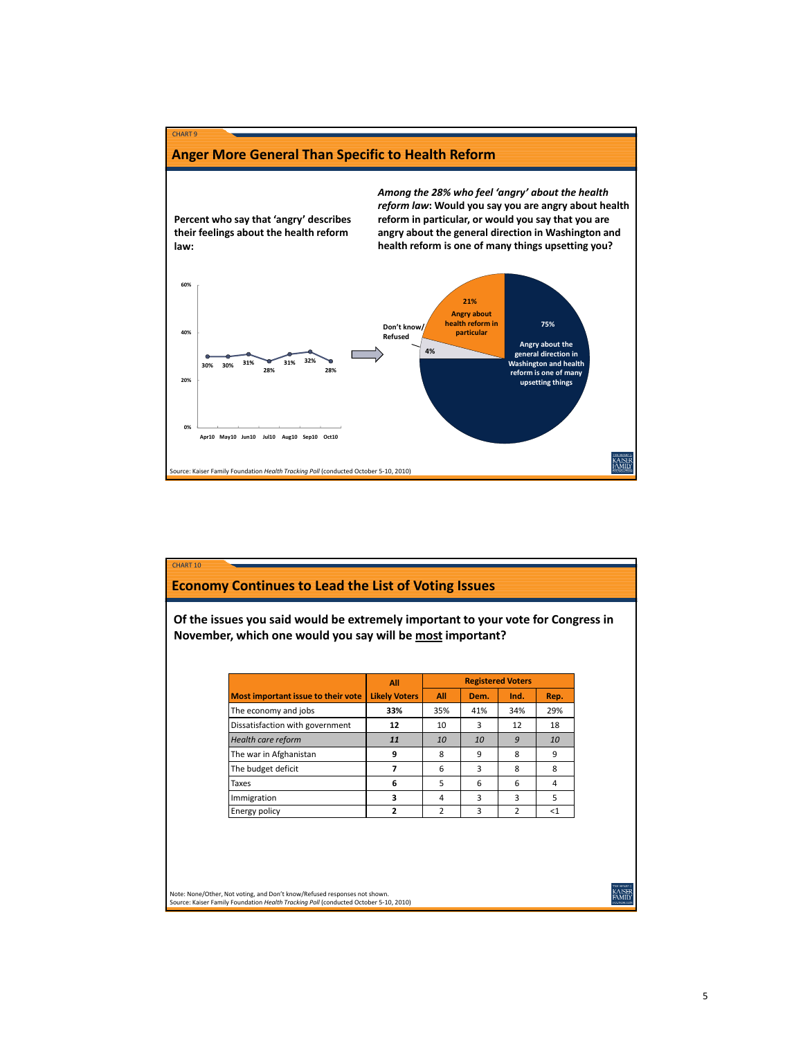CHART 9

## Anger More General Than Specific to Health Reform

**Percent who say that 'angry' describes their feelings about the health reform law:**

60%
40%
20%
0%

30% 30% 31% 28% 31% 32% 28%

Apr10 May10 Jun10 Jul10 Aug10 Sep10 Oct10

***Among the 28% who feel 'angry' about the health reform law*: Would you say you are angry about health reform in particular, or would you say that you are angry about the general direction in Washington and health reform is one of many things upsetting you?**

21% Angry about health reform in particular

75% Angry about the general direction in Washington and health reform is one of many upsetting things

4% Don't know/ Refused

Source: Kaiser Family Foundation *Health Tracking Poll* (conducted October 5-10, 2010)

CHART 10

## Economy Continues to Lead the List of Voting Issues

**Of the issues you said would be extremely important to your vote for Congress in November, which one would you say will be most important?**

| Most important issue to their vote | All Likely Voters | Registered Voters All | Registered Voters Dem. | Registered Voters Ind. | Registered Voters Rep. |
|---|---|---|---|---|---|
| The economy and jobs | **33%** | 35% | 41% | 34% | 29% |
| Dissatisfaction with government | **12** | 10 | 3 | 12 | 18 |
| *Health care reform* | ***11*** | *10* | *10* | *9* | *10* |
| The war in Afghanistan | **9** | 8 | 9 | 8 | 9 |
| The budget deficit | **7** | 6 | 3 | 8 | 8 |
| Taxes | **6** | 5 | 6 | 6 | 4 |
| Immigration | **3** | 4 | 3 | 3 | 5 |
| Energy policy | **2** | 2 | 3 | 2 | <1 |

Note: None/Other, Not voting, and Don't know/Refused responses not shown.
Source: Kaiser Family Foundation *Health Tracking Poll* (conducted October 5-10, 2010)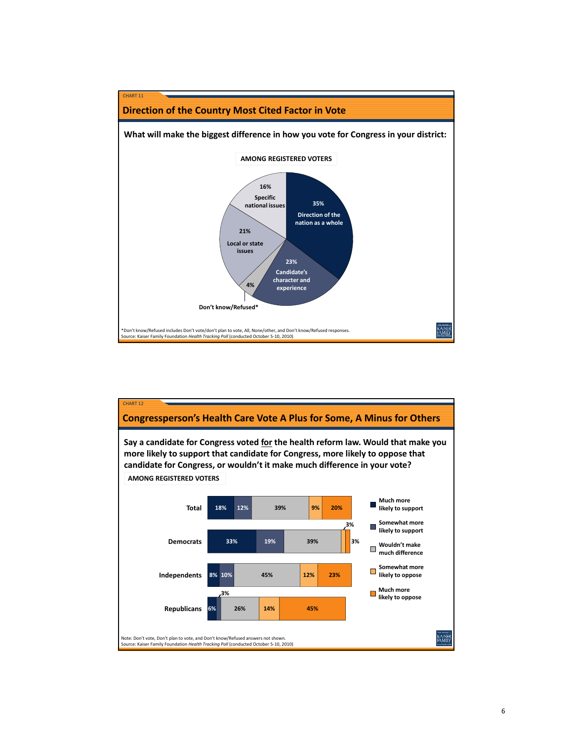CHART 11

## Direction of the Country Most Cited Factor in Vote

**What will make the biggest difference in how you vote for Congress in your district:**

AMONG REGISTERED VOTERS

35% Direction of the nation as a whole

23% Candidate's character and experience

4%

21% Local or state issues

16% Specific national issues

Don't know/Refused*

*Don't know/Refused includes Don't vote/don't plan to vote, All, None/other, and Don't know/Refused responses.
Source: Kaiser Family Foundation *Health Tracking Poll* (conducted October 5-10, 2010)

CHART 12

## Congressperson's Health Care Vote A Plus for Some, A Minus for Others

**Say a candidate for Congress voted for the health reform law. Would that make you more likely to support that candidate for Congress, more likely to oppose that candidate for Congress, or wouldn't it make much difference in your vote?**

AMONG REGISTERED VOTERS

Much more likely to support

Somewhat more likely to support

Wouldn't make much difference

Somewhat more likely to oppose

Much more likely to oppose

Total: 18% 12% 39% 9% 20%

Democrats: 33% 19% 39% 3% 3%

Independents: 8% 10% 45% 12% 23%

Republicans: 6% 3% 26% 14% 45%

Note: Don't vote, Don't plan to vote, and Don't know/Refused answers not shown.
Source: Kaiser Family Foundation *Health Tracking Poll* (conducted October 5-10, 2010)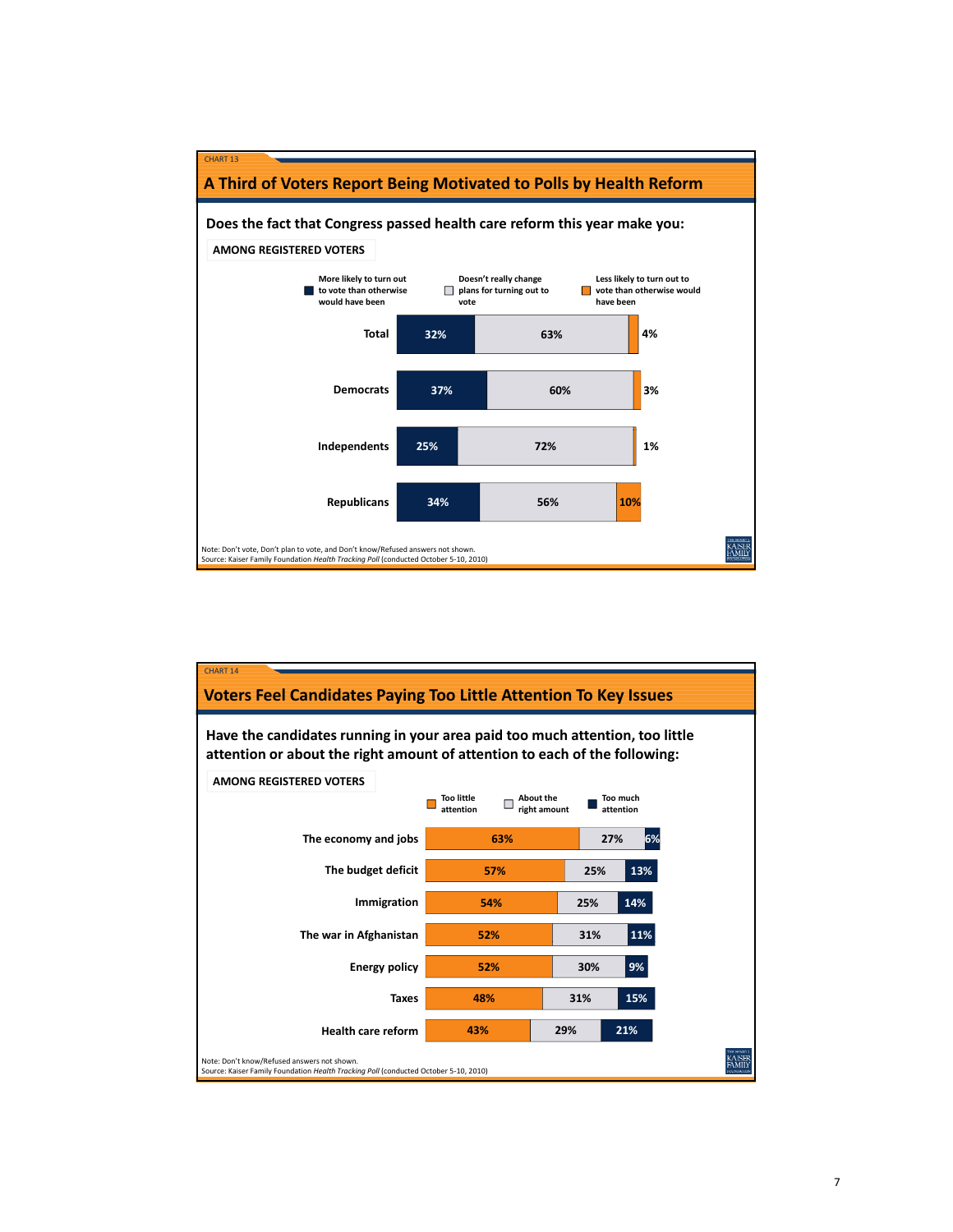CHART 13

## A Third of Voters Report Being Motivated to Polls by Health Reform

**Does the fact that Congress passed health care reform this year make you:**

AMONG REGISTERED VOTERS

More likely to turn out to vote than otherwise would have been

Doesn't really change plans for turning out to vote

Less likely to turn out to vote than otherwise would have been

Total
32%
63%
4%

Democrats
37%
60%
3%

Independents
25%
72%
1%

Republicans
34%
56%
10%

Note: Don't vote, Don't plan to vote, and Don't know/Refused answers not shown.
Source: Kaiser Family Foundation *Health Tracking Poll* (conducted October 5-10, 2010)

CHART 14

## Voters Feel Candidates Paying Too Little Attention To Key Issues

**Have the candidates running in your area paid too much attention, too little attention or about the right amount of attention to each of the following:**

AMONG REGISTERED VOTERS

Too little attention

About the right amount

Too much attention

The economy and jobs
63%
27%
6%

The budget deficit
57%
25%
13%

Immigration
54%
25%
14%

The war in Afghanistan
52%
31%
11%

Energy policy
52%
30%
9%

Taxes
48%
31%
15%

Health care reform
43%
29%
21%

Note: Don't know/Refused answers not shown.
Source: Kaiser Family Foundation *Health Tracking Poll* (conducted October 5-10, 2010)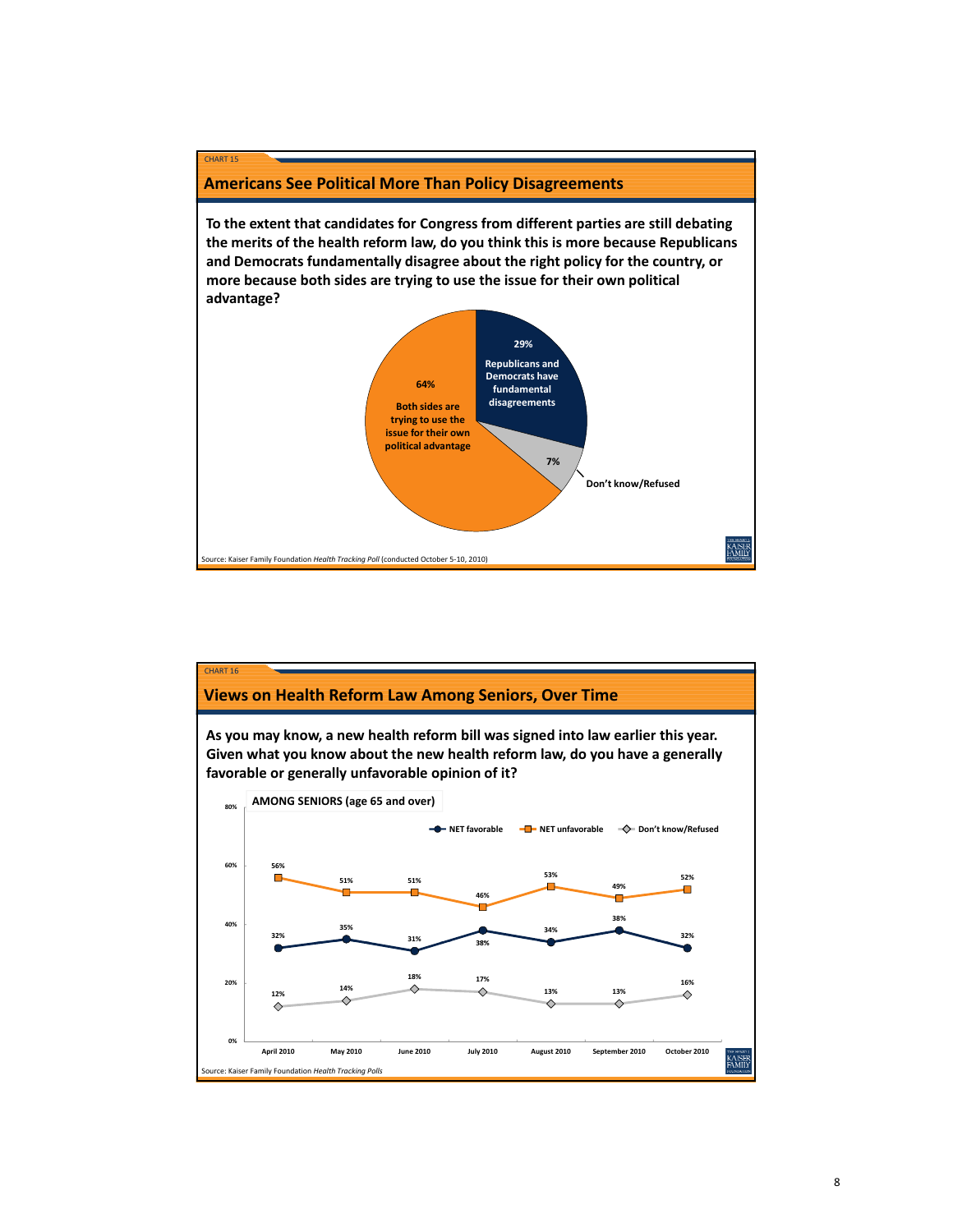CHART 15

## Americans See Political More Than Policy Disagreements

**To the extent that candidates for Congress from different parties are still debating the merits of the health reform law, do you think this is more because Republicans and Democrats fundamentally disagree about the right policy for the country, or more because both sides are trying to use the issue for their own political advantage?**

29%
Republicans and Democrats have fundamental disagreements

64%
Both sides are trying to use the issue for their own political advantage

7%
Don't know/Refused

Source: Kaiser Family Foundation *Health Tracking Poll* (conducted October 5-10, 2010)

CHART 16

## Views on Health Reform Law Among Seniors, Over Time

**As you may know, a new health reform bill was signed into law earlier this year. Given what you know about the new health reform law, do you have a generally favorable or generally unfavorable opinion of it?**

AMONG SENIORS (age 65 and over)

NET favorable
NET unfavorable
Don't know/Refused

80%
60%
40%
20%
0%

April 2010: 56%, 32%, 12%
May 2010: 51%, 35%, 14%
June 2010: 51%, 31%, 18%
July 2010: 46%, 38%, 17%
August 2010: 53%, 34%, 13%
September 2010: 49%, 38%, 13%
October 2010: 52%, 32%, 16%

Source: Kaiser Family Foundation *Health Tracking Polls*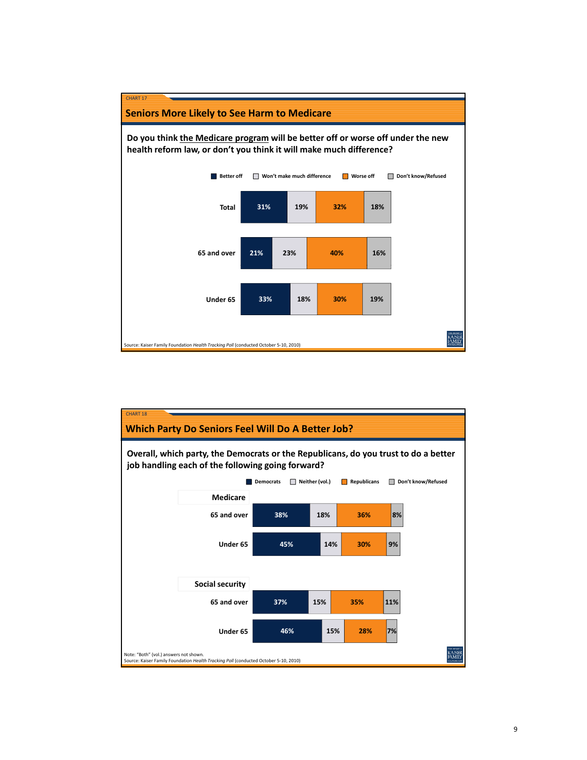CHART 17

## Seniors More Likely to See Harm to Medicare

**Do you think the Medicare program will be better off or worse off under the new health reform law, or don't you think it will make much difference?**

Better off
Won't make much difference
Worse off
Don't know/Refused

Total
31%
19%
32%
18%

65 and over
21%
23%
40%
16%

Under 65
33%
18%
30%
19%

Source: Kaiser Family Foundation *Health Tracking Poll* (conducted October 5-10, 2010)

CHART 18

## Which Party Do Seniors Feel Will Do A Better Job?

**Overall, which party, the Democrats or the Republicans, do you trust to do a better job handling each of the following going forward?**

Democrats
Neither (vol.)
Republicans
Don't know/Refused

Medicare

65 and over
38%
18%
36%
8%

Under 65
45%
14%
30%
9%

Social security

65 and over
37%
15%
35%
11%

Under 65
46%
15%
28%
7%

Note: "Both" (vol.) answers not shown.
Source: Kaiser Family Foundation *Health Tracking Poll* (conducted October 5-10, 2010)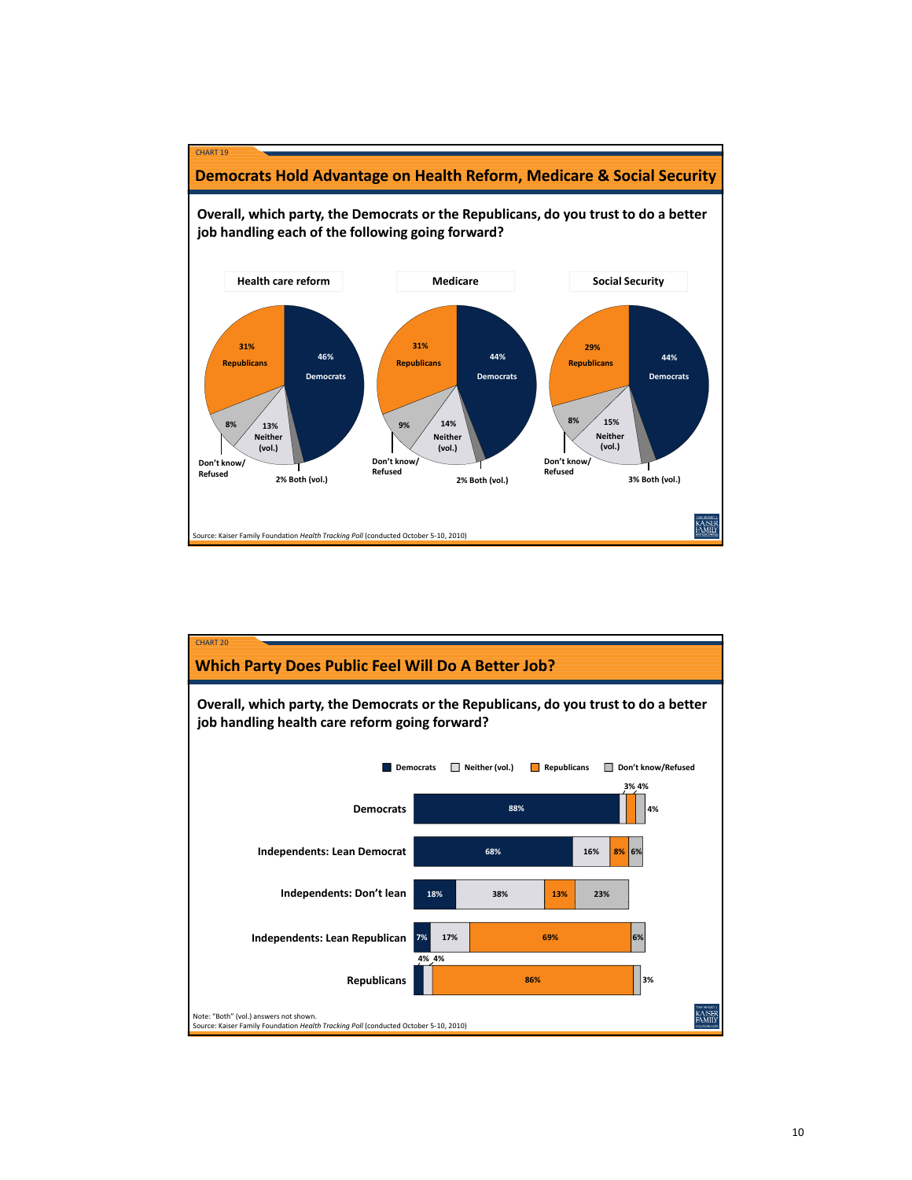CHART 19

## Democrats Hold Advantage on Health Reform, Medicare & Social Security

**Overall, which party, the Democrats or the Republicans, do you trust to do a better job handling each of the following going forward?**

Health care reform

31% Republicans
46% Democrats
8% Don't know/ Refused
13% Neither (vol.)
2% Both (vol.)

Medicare

31% Republicans
44% Democrats
9% Don't know/ Refused
14% Neither (vol.)
2% Both (vol.)

Social Security

29% Republicans
44% Democrats
8% Don't know/ Refused
15% Neither (vol.)
3% Both (vol.)

Source: Kaiser Family Foundation *Health Tracking Poll* (conducted October 5-10, 2010)

CHART 20

## Which Party Does Public Feel Will Do A Better Job?

**Overall, which party, the Democrats or the Republicans, do you trust to do a better job handling health care reform going forward?**

Democrats | Neither (vol.) | Republicans | Don't know/Refused

Democrats: 88%, 3%, 4%, 4%
Independents: Lean Democrat: 68%, 16%, 8%, 6%
Independents: Don't lean: 18%, 38%, 13%, 23%
Independents: Lean Republican: 7%, 17%, 69%, 6%
Republicans: 4%, 4%, 86%, 3%

Note: "Both" (vol.) answers not shown.
Source: Kaiser Family Foundation *Health Tracking Poll* (conducted October 5-10, 2010)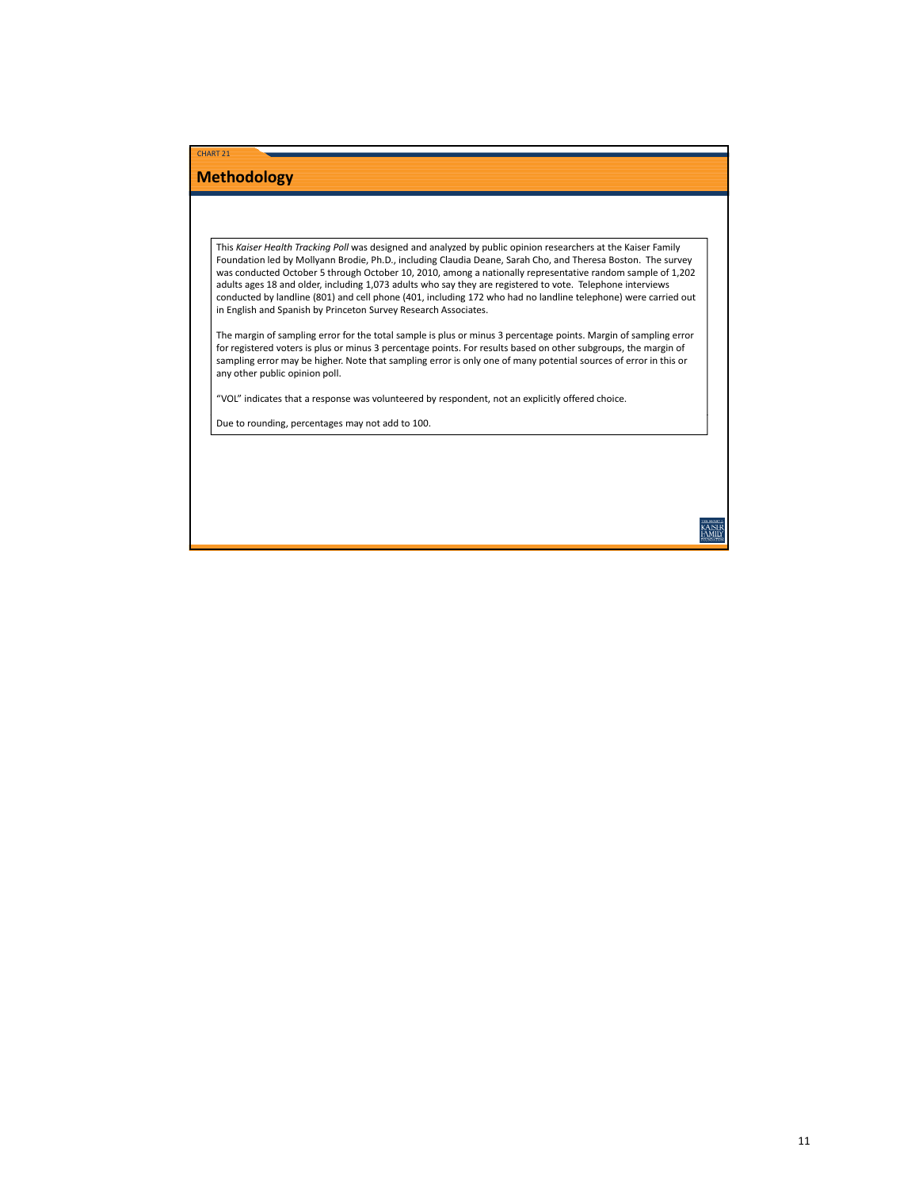CHART 21

# Methodology

This *Kaiser Health Tracking Poll* was designed and analyzed by public opinion researchers at the Kaiser Family Foundation led by Mollyann Brodie, Ph.D., including Claudia Deane, Sarah Cho, and Theresa Boston. The survey was conducted October 5 through October 10, 2010, among a nationally representative random sample of 1,202 adults ages 18 and older, including 1,073 adults who say they are registered to vote. Telephone interviews conducted by landline (801) and cell phone (401, including 172 who had no landline telephone) were carried out in English and Spanish by Princeton Survey Research Associates.

The margin of sampling error for the total sample is plus or minus 3 percentage points. Margin of sampling error for registered voters is plus or minus 3 percentage points. For results based on other subgroups, the margin of sampling error may be higher. Note that sampling error is only one of many potential sources of error in this or any other public opinion poll.

"VOL" indicates that a response was volunteered by respondent, not an explicitly offered choice.

Due to rounding, percentages may not add to 100.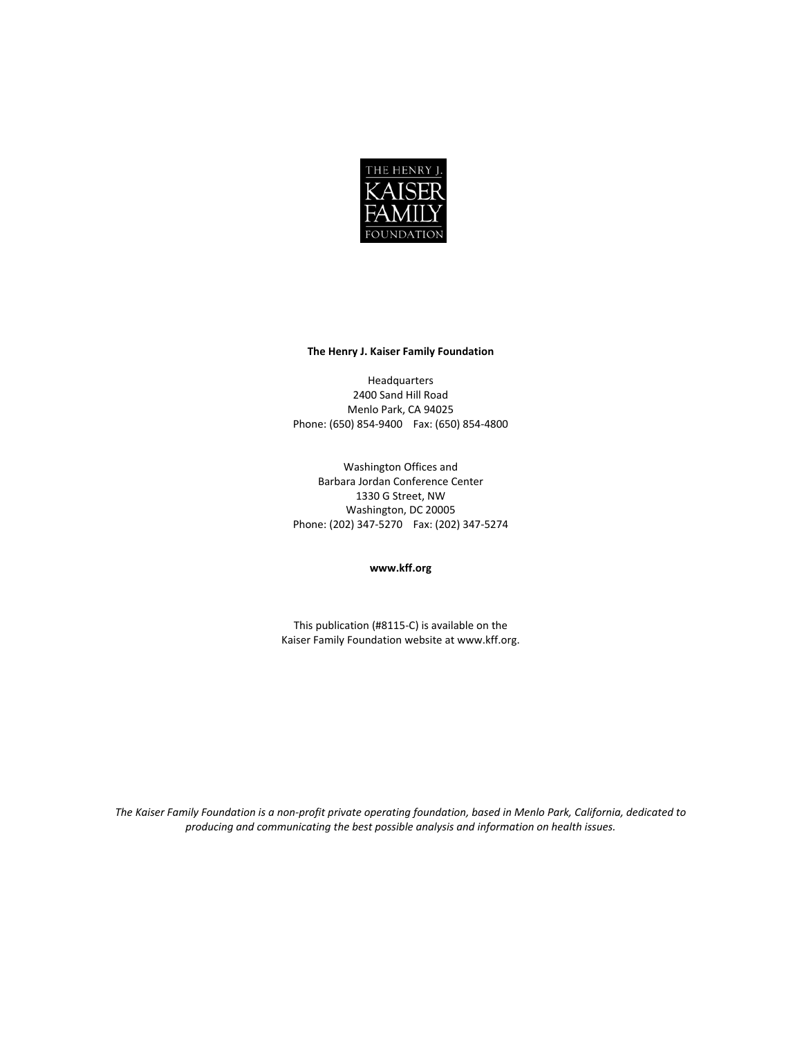THE HENRY J.
KAISER
FAMILY
FOUNDATION

**The Henry J. Kaiser Family Foundation**

Headquarters
2400 Sand Hill Road
Menlo Park, CA 94025
Phone: (650) 854-9400    Fax: (650) 854-4800

Washington Offices and
Barbara Jordan Conference Center
1330 G Street, NW
Washington, DC 20005
Phone: (202) 347-5270    Fax: (202) 347-5274

**www.kff.org**

This publication (#8115-C) is available on the
Kaiser Family Foundation website at www.kff.org.

*The Kaiser Family Foundation is a non-profit private operating foundation, based in Menlo Park, California, dedicated to producing and communicating the best possible analysis and information on health issues.*